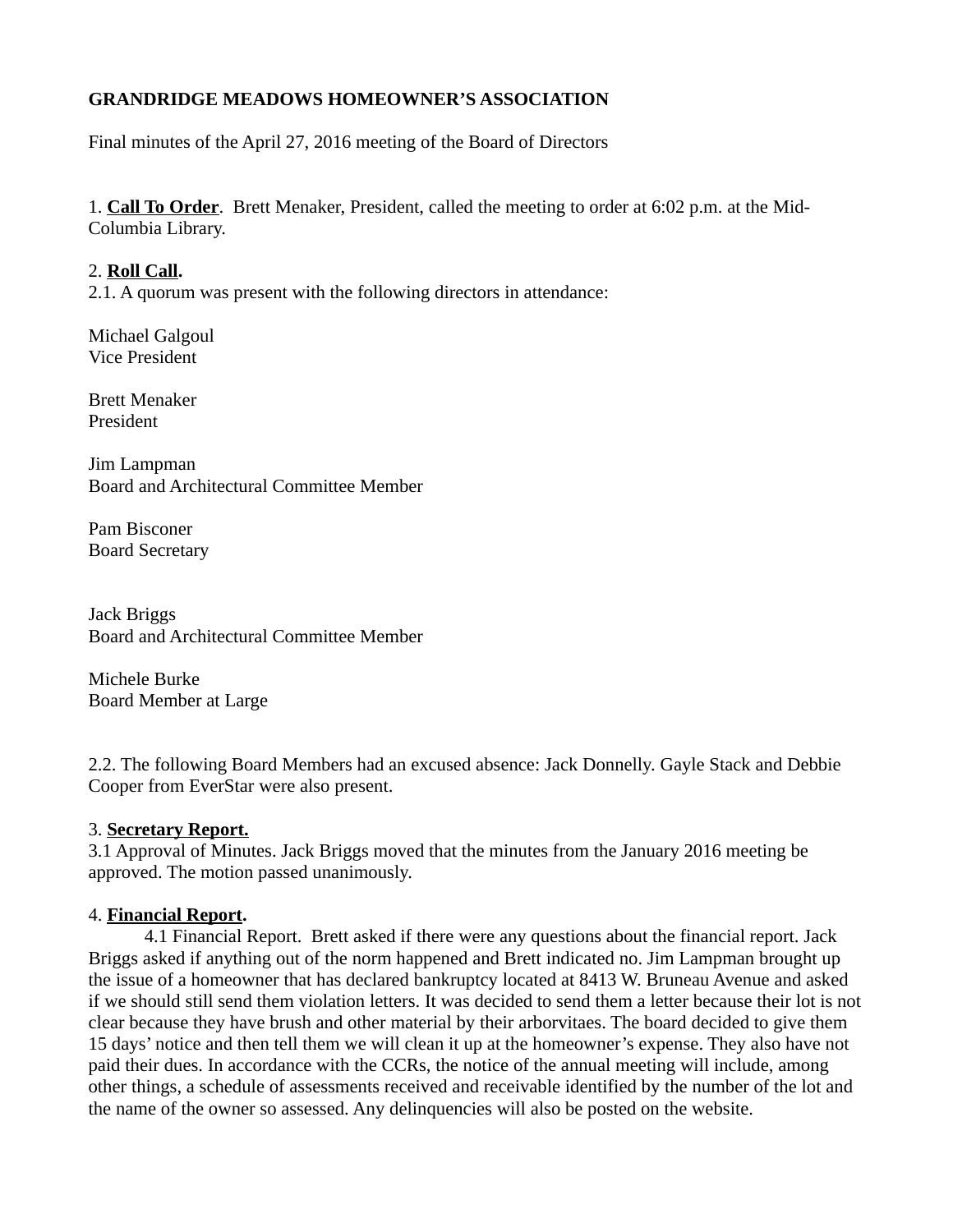**GRANDRIDGE MEADOWS HOMEOWNER'S ASSOCIATION**

Final minutes of the April 27, 2016 meeting of the Board of Directors

1. **<u>Call To Order</u>**. Brett Menaker, President, called the meeting to order at 6:02 p.m. at the Mid-Columbia Library.

2. **<u>Roll Call</u>.**

2.1. A quorum was present with the following directors in attendance:

Michael Galgoul
Vice President

Brett Menaker
President

Jim Lampman
Board and Architectural Committee Member

Pam Bisconer
Board Secretary

Jack Briggs
Board and Architectural Committee Member

Michele Burke
Board Member at Large

2.2. The following Board Members had an excused absence: Jack Donnelly. Gayle Stack and Debbie Cooper from EverStar were also present.

3. **<u>Secretary Report.</u>**

3.1 Approval of Minutes. Jack Briggs moved that the minutes from the January 2016 meeting be approved. The motion passed unanimously.

4. **<u>Financial Report</u>.**

4.1 Financial Report. Brett asked if there were any questions about the financial report. Jack Briggs asked if anything out of the norm happened and Brett indicated no. Jim Lampman brought up the issue of a homeowner that has declared bankruptcy located at 8413 W. Bruneau Avenue and asked if we should still send them violation letters. It was decided to send them a letter because their lot is not clear because they have brush and other material by their arborvitaes. The board decided to give them 15 days' notice and then tell them we will clean it up at the homeowner's expense. They also have not paid their dues. In accordance with the CCRs, the notice of the annual meeting will include, among other things, a schedule of assessments received and receivable identified by the number of the lot and the name of the owner so assessed. Any delinquencies will also be posted on the website.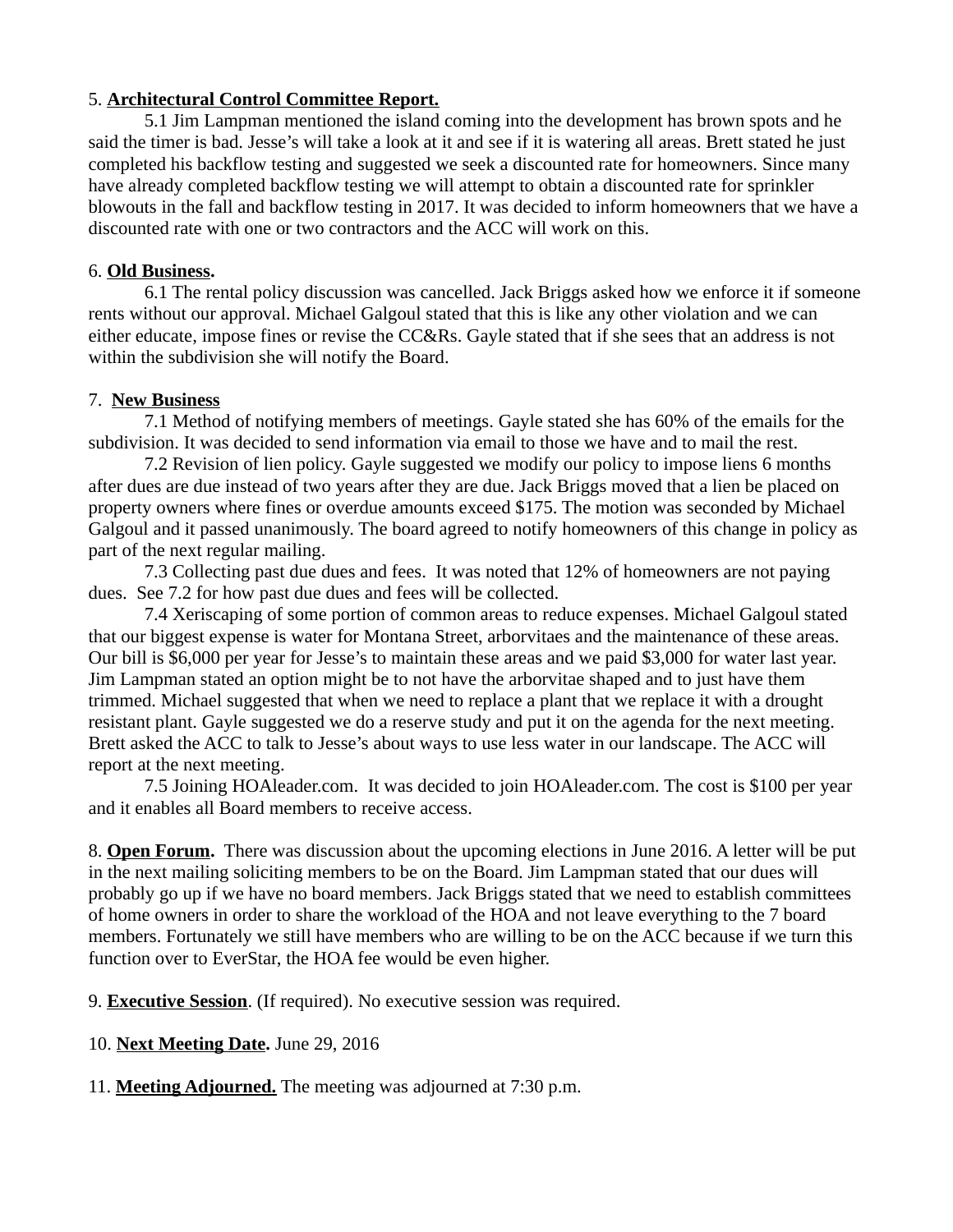5. **Architectural Control Committee Report.**

5.1 Jim Lampman mentioned the island coming into the development has brown spots and he said the timer is bad. Jesse's will take a look at it and see if it is watering all areas. Brett stated he just completed his backflow testing and suggested we seek a discounted rate for homeowners. Since many have already completed backflow testing we will attempt to obtain a discounted rate for sprinkler blowouts in the fall and backflow testing in 2017. It was decided to inform homeowners that we have a discounted rate with one or two contractors and the ACC will work on this.

6. **Old Business.**

6.1 The rental policy discussion was cancelled. Jack Briggs asked how we enforce it if someone rents without our approval. Michael Galgoul stated that this is like any other violation and we can either educate, impose fines or revise the CC&Rs. Gayle stated that if she sees that an address is not within the subdivision she will notify the Board.

7. **New Business**

7.1 Method of notifying members of meetings. Gayle stated she has 60% of the emails for the subdivision. It was decided to send information via email to those we have and to mail the rest.

7.2 Revision of lien policy. Gayle suggested we modify our policy to impose liens 6 months after dues are due instead of two years after they are due. Jack Briggs moved that a lien be placed on property owners where fines or overdue amounts exceed $175. The motion was seconded by Michael Galgoul and it passed unanimously. The board agreed to notify homeowners of this change in policy as part of the next regular mailing.

7.3 Collecting past due dues and fees. It was noted that 12% of homeowners are not paying dues. See 7.2 for how past due dues and fees will be collected.

7.4 Xeriscaping of some portion of common areas to reduce expenses. Michael Galgoul stated that our biggest expense is water for Montana Street, arborvitaes and the maintenance of these areas. Our bill is $6,000 per year for Jesse's to maintain these areas and we paid $3,000 for water last year. Jim Lampman stated an option might be to not have the arborvitae shaped and to just have them trimmed. Michael suggested that when we need to replace a plant that we replace it with a drought resistant plant. Gayle suggested we do a reserve study and put it on the agenda for the next meeting. Brett asked the ACC to talk to Jesse's about ways to use less water in our landscape. The ACC will report at the next meeting.

7.5 Joining HOAleader.com. It was decided to join HOAleader.com. The cost is $100 per year and it enables all Board members to receive access.

8. **Open Forum.** There was discussion about the upcoming elections in June 2016. A letter will be put in the next mailing soliciting members to be on the Board. Jim Lampman stated that our dues will probably go up if we have no board members. Jack Briggs stated that we need to establish committees of home owners in order to share the workload of the HOA and not leave everything to the 7 board members. Fortunately we still have members who are willing to be on the ACC because if we turn this function over to EverStar, the HOA fee would be even higher.

9. **Executive Session**. (If required). No executive session was required.

10. **Next Meeting Date.** June 29, 2016

11. **Meeting Adjourned.** The meeting was adjourned at 7:30 p.m.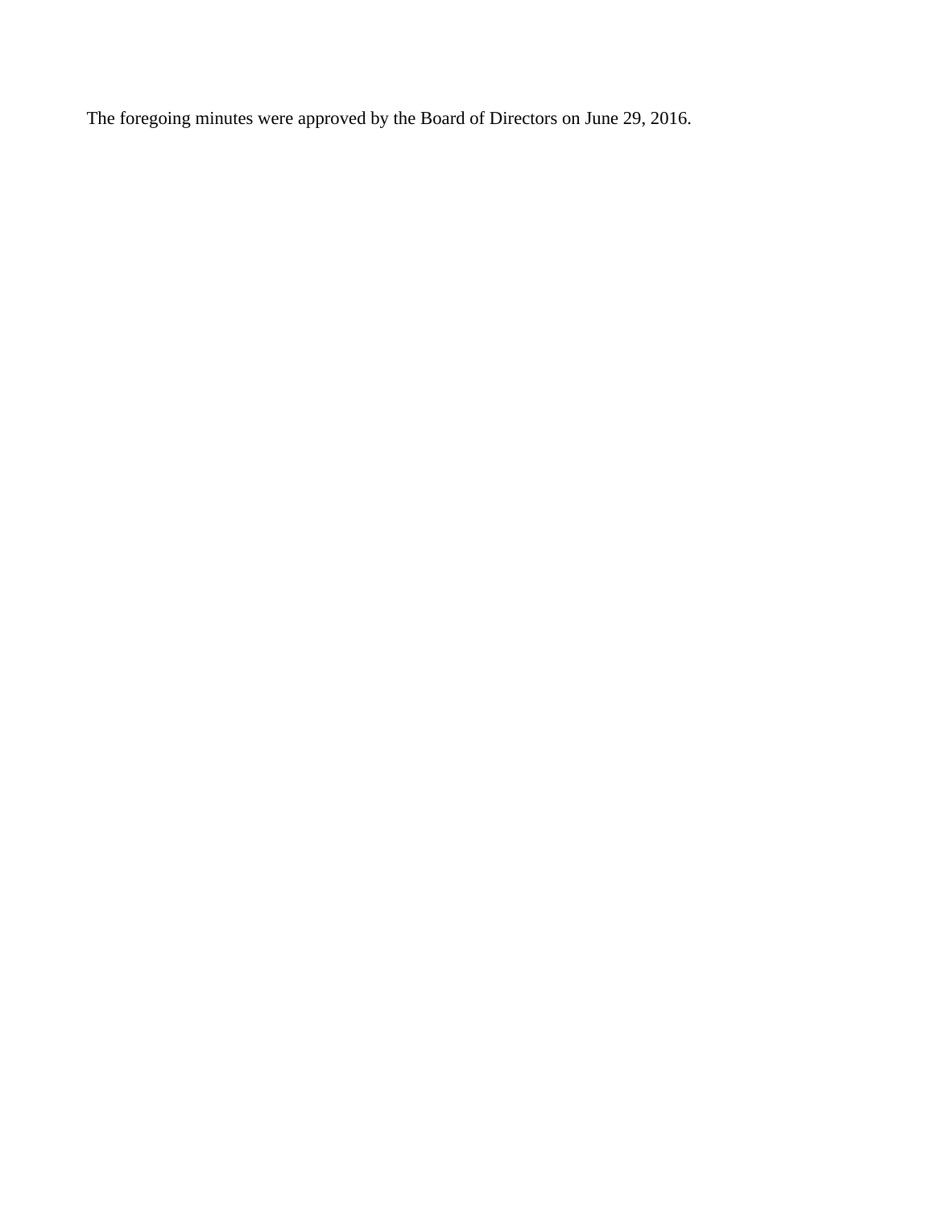The foregoing minutes were approved by the Board of Directors on June 29, 2016.